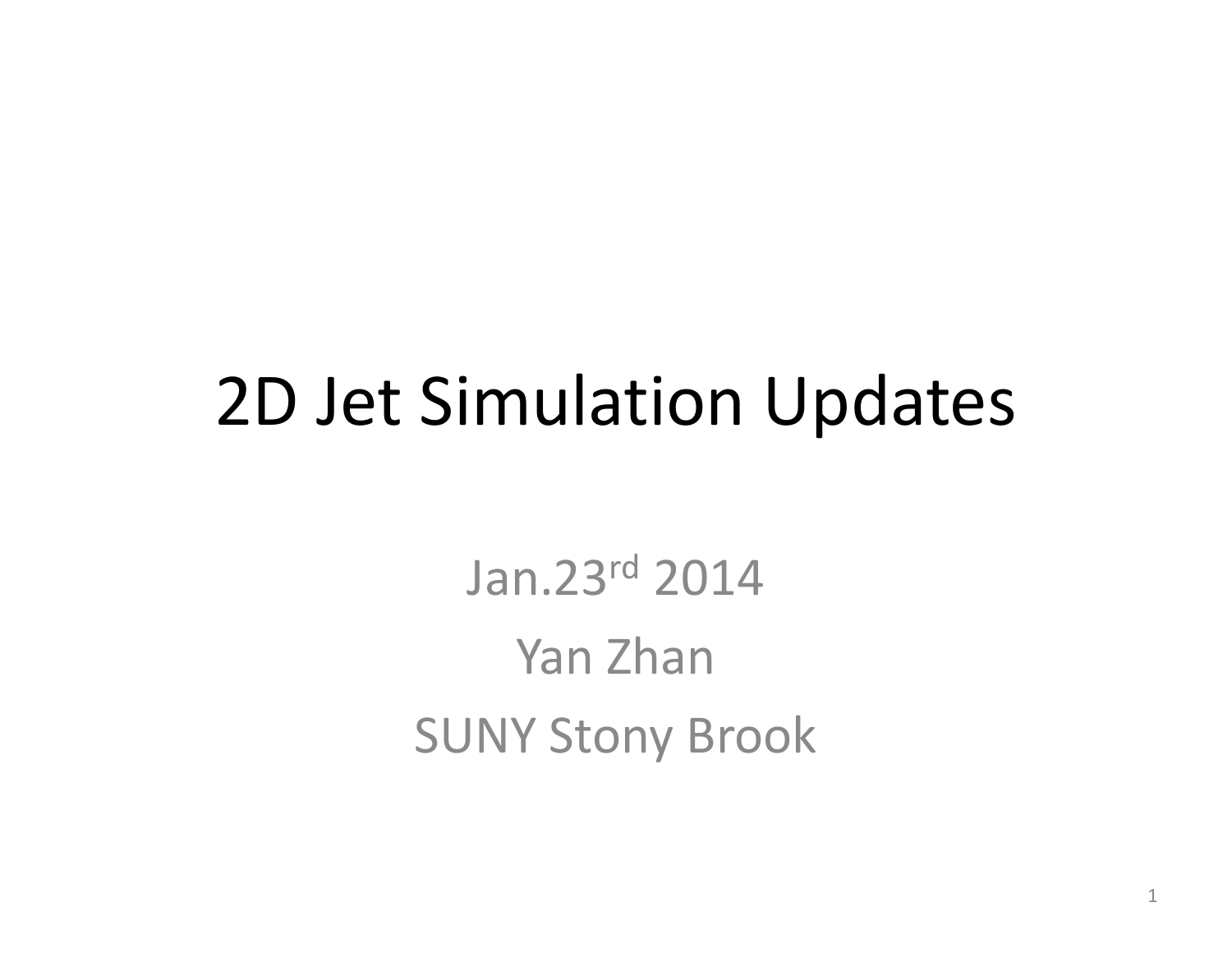# 2D Jet Simulation Updates

Jan.23rd 2014

Yan Zhan

SUNY Stony Brook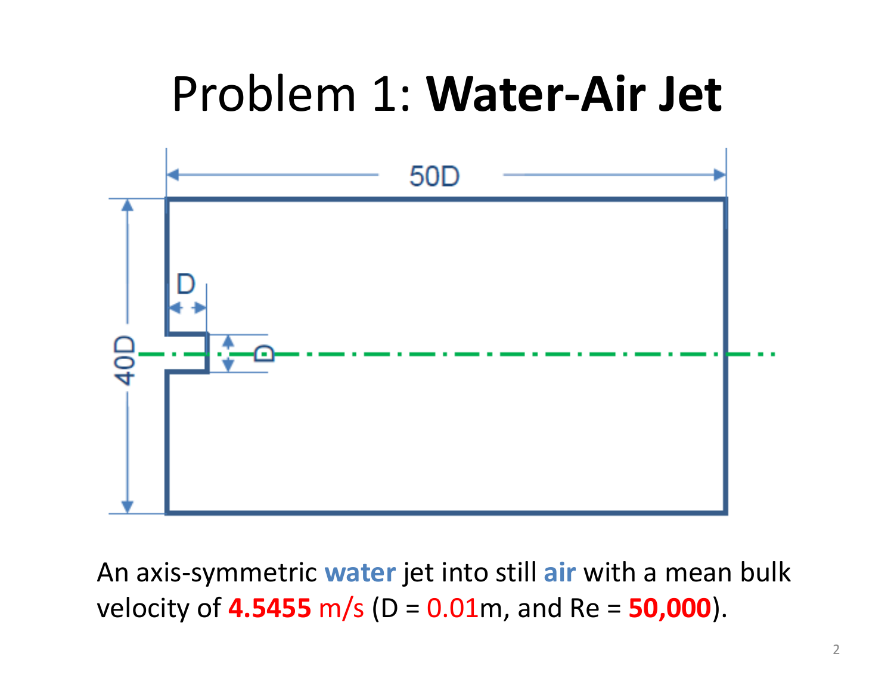# Problem 1: **Water-Air Jet**

An axis-symmetric **water** jet into still **air** with a mean bulk velocity of **4.5455** m/s (D = 0.01m, and Re = **50,000**).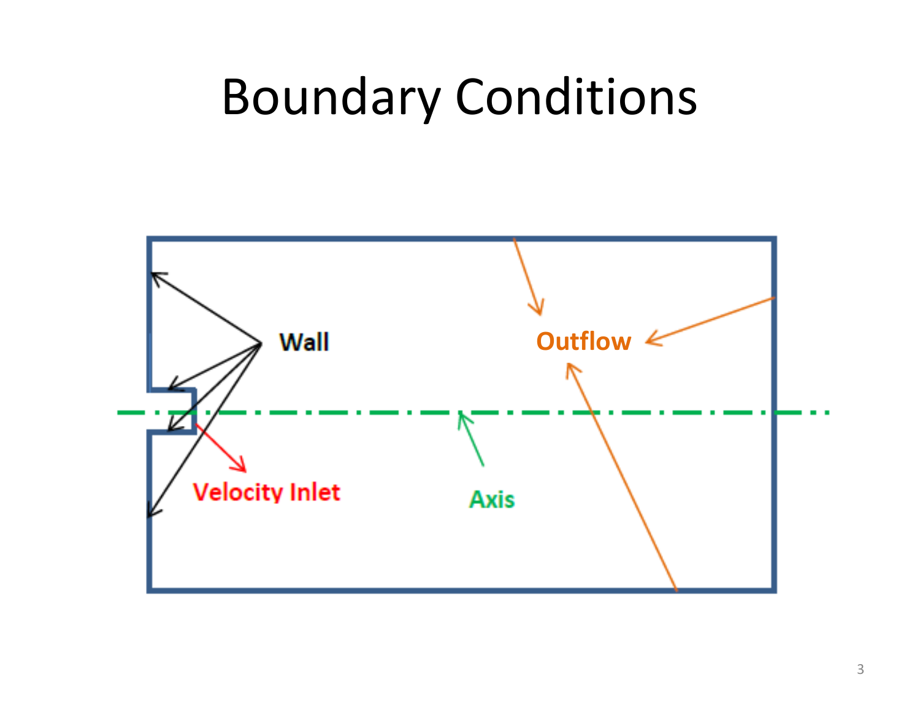# Boundary Conditions

Wall

Outflow

Velocity Inlet

Axis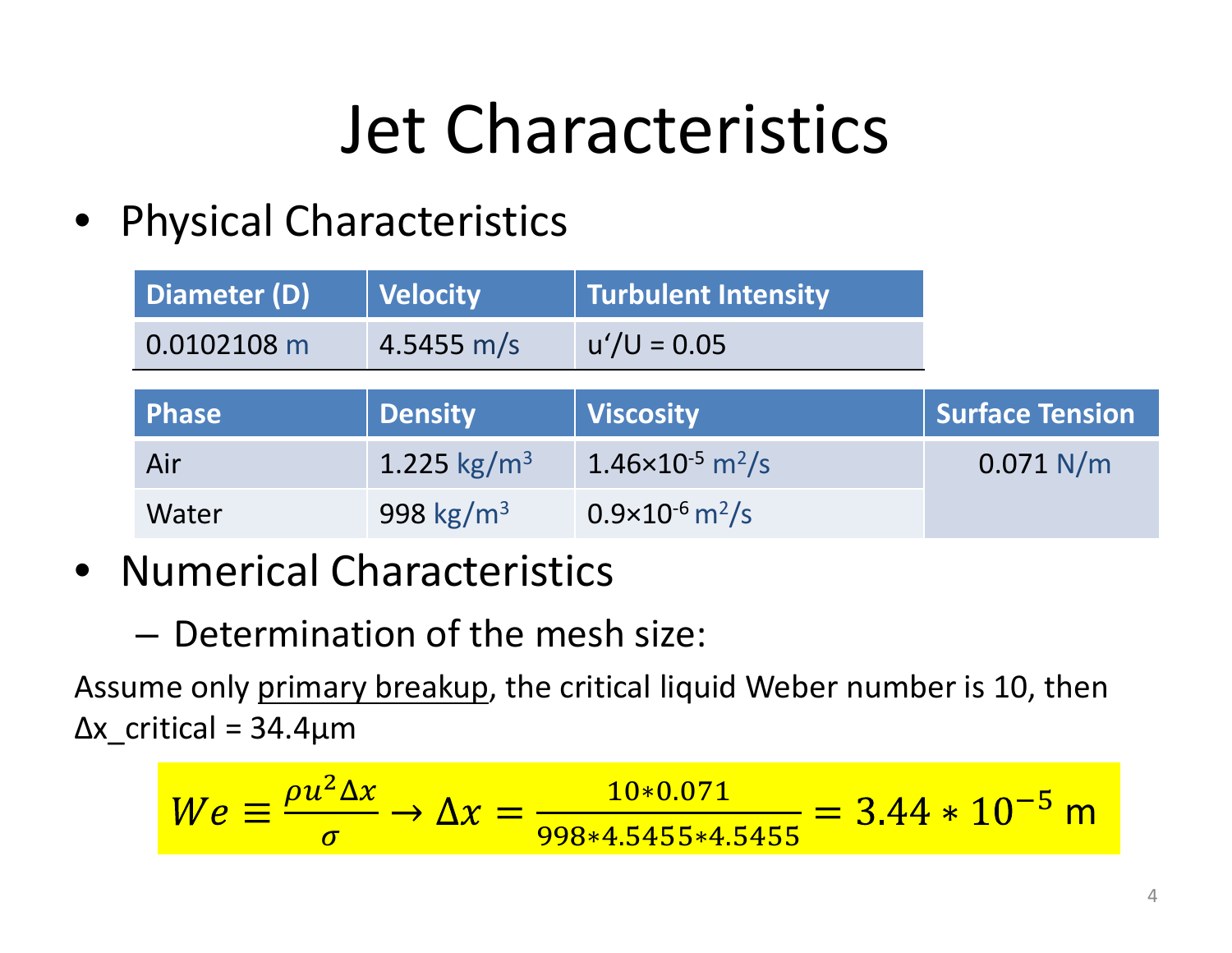# Jet Characteristics

- Physical Characteristics

| Diameter (D) | Velocity | Turbulent Intensity |
|---|---|---|
| 0.0102108 m | 4.5455 m/s | u'/U = 0.05 |

| Phase | Density | Viscosity | Surface Tension |
|---|---|---|---|
| Air | 1.225 $kg/m^3$ | $1.46\times10^{-5}$ $m^2/s$ | 0.071 N/m |
| Water | 998 $kg/m^3$ | $0.9\times10^{-6}$ $m^2/s$ | |

- Numerical Characteristics
  - Determination of the mesh size:

Assume only primary breakup, the critical liquid Weber number is 10, then Δx_critical = 34.4μm

$$We \equiv \frac{\rho u^2 \Delta x}{\sigma} \rightarrow \Delta x = \frac{10*0.071}{998*4.5455*4.5455} = 3.44*10^{-5} \text{ m}$$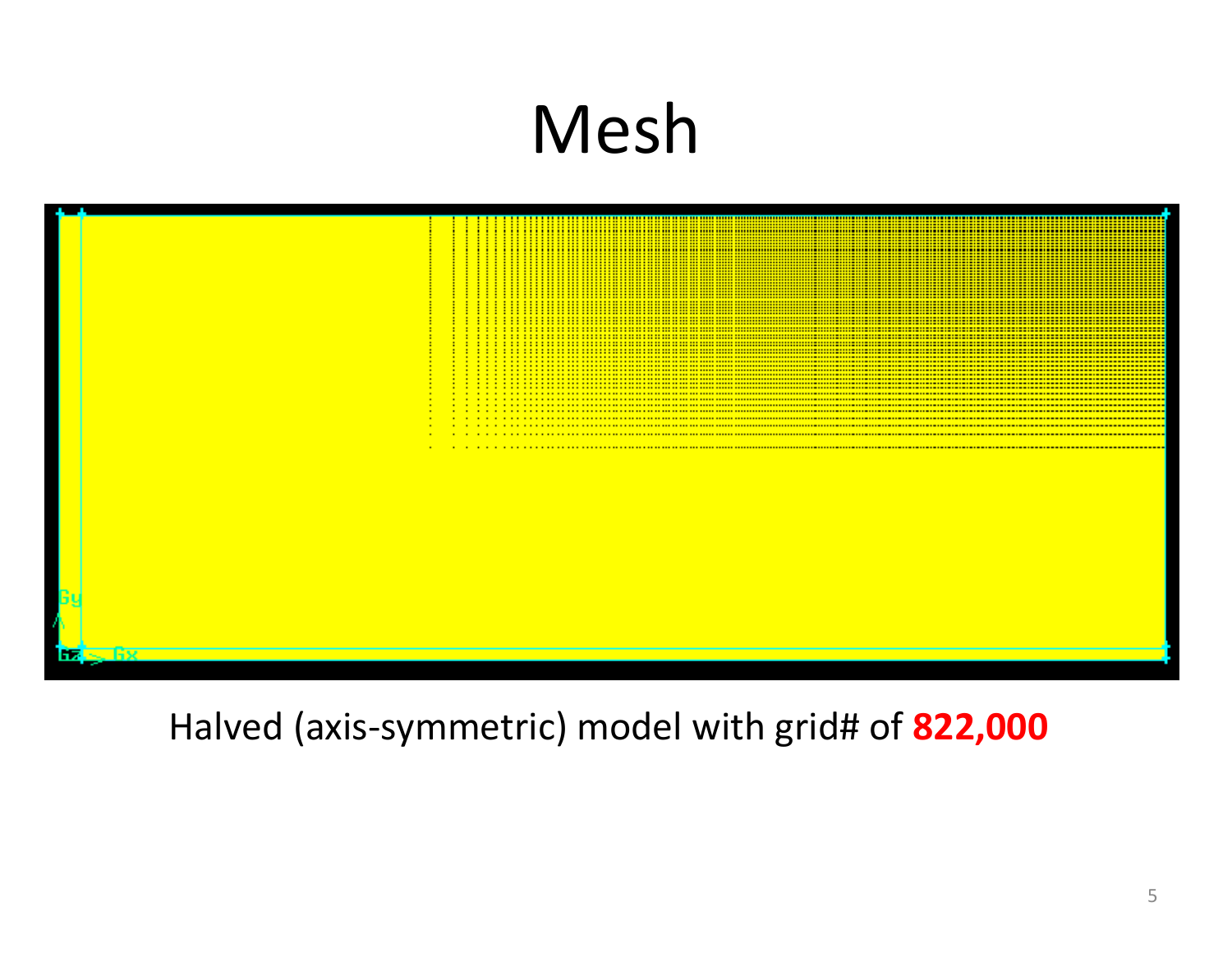# Mesh

Halved (axis-symmetric) model with grid# of **822,000**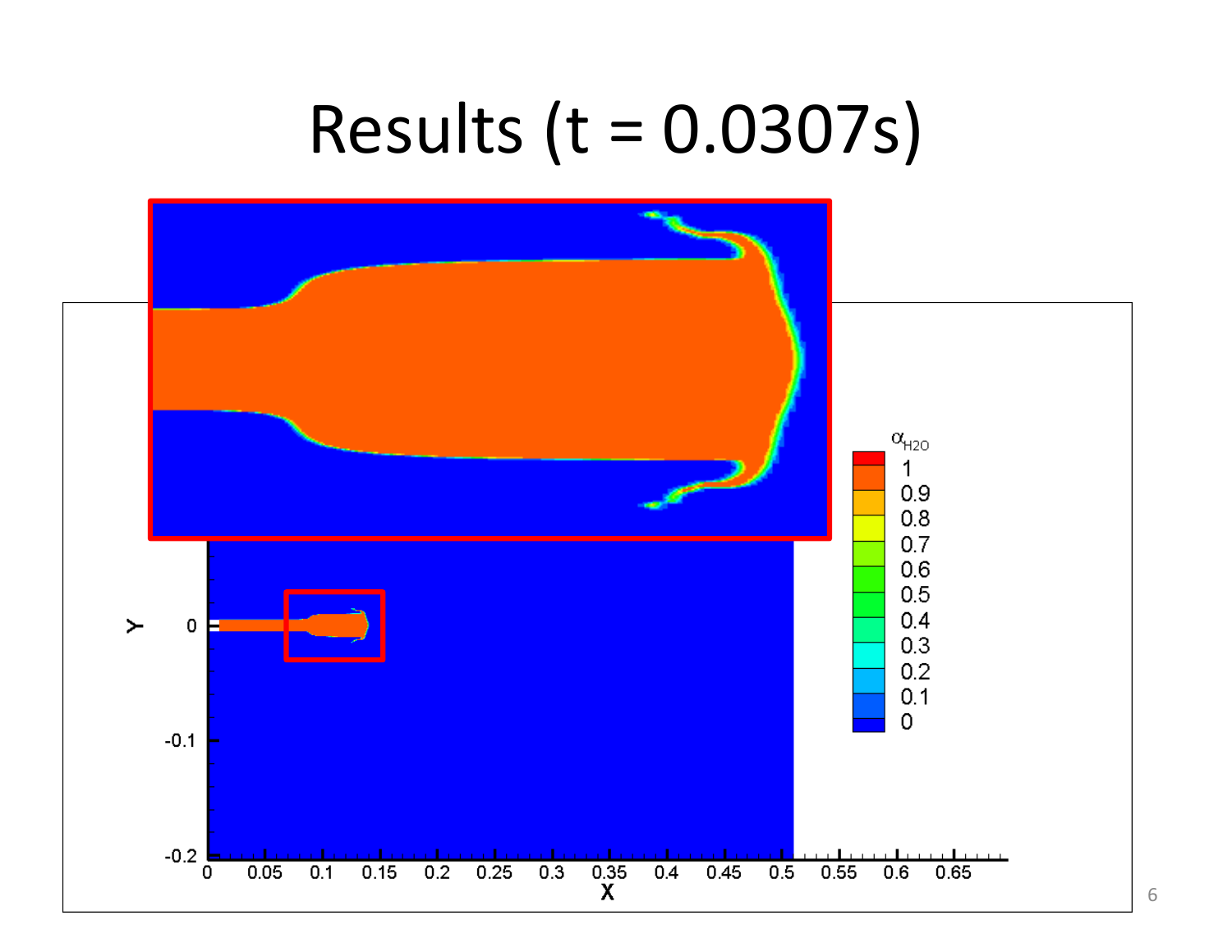# Results (t = 0.0307s)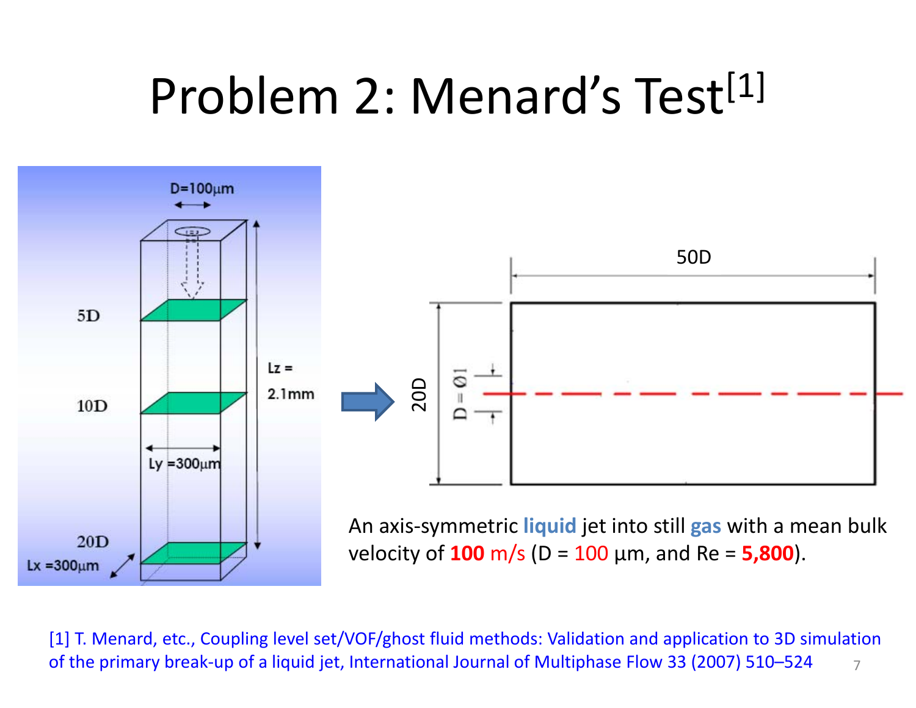# Problem 2: Menard's Test[1]

An axis-symmetric **liquid** jet into still **gas** with a mean bulk velocity of **100** m/s (D = 100 μm, and Re = **5,800**).

[1] T. Menard, etc., Coupling level set/VOF/ghost fluid methods: Validation and application to 3D simulation of the primary break-up of a liquid jet, International Journal of Multiphase Flow 33 (2007) 510–524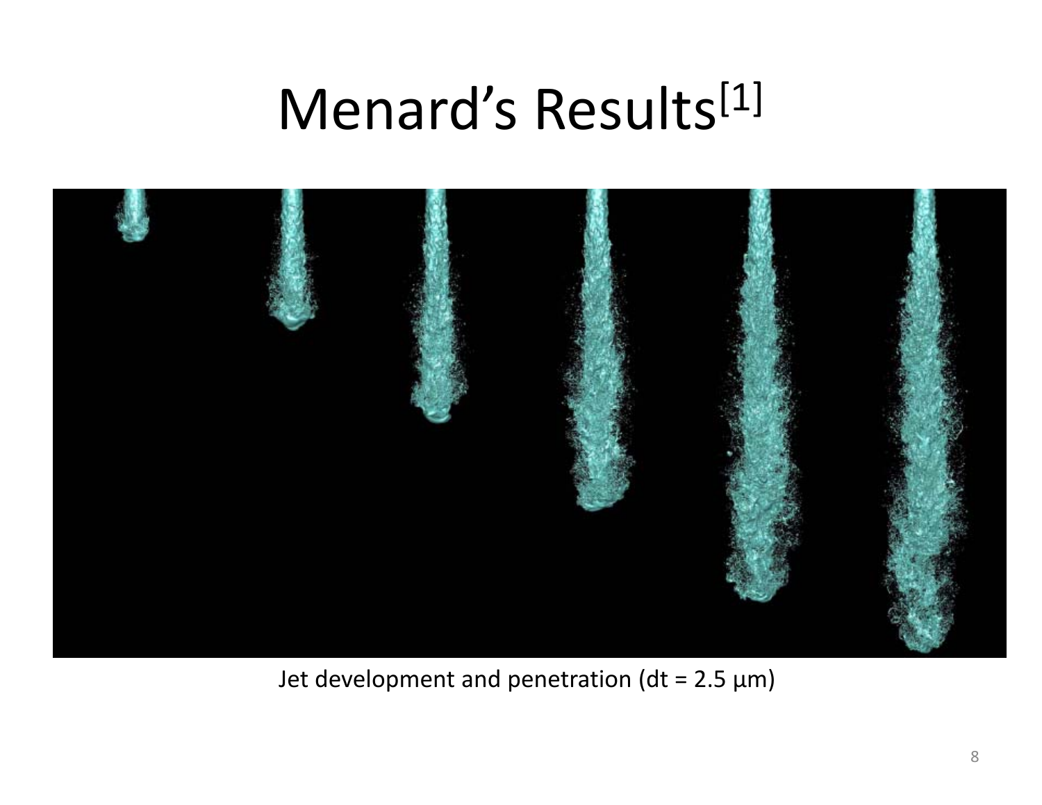# Menard's Results[1]

Jet development and penetration (dt = 2.5 μm)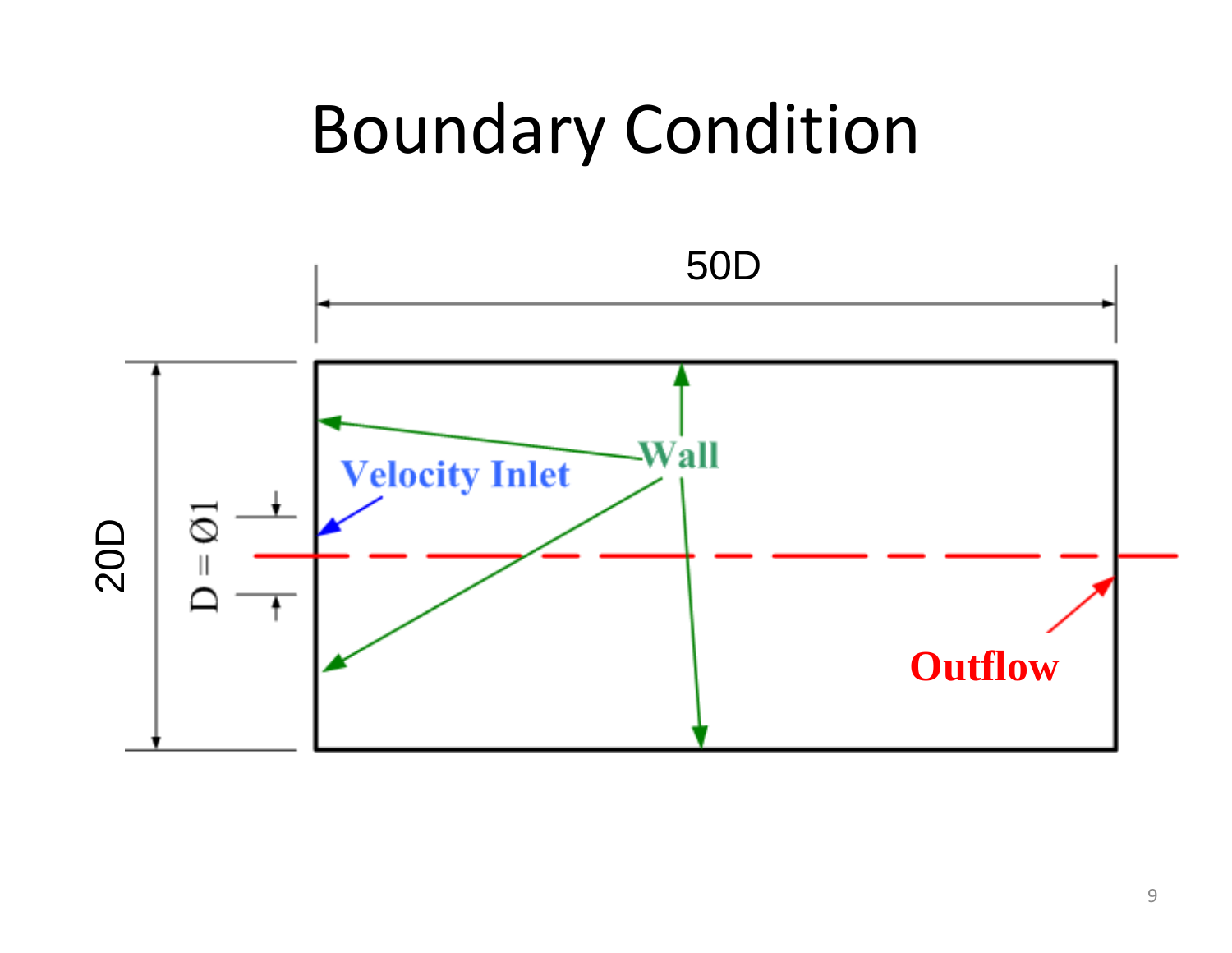# Boundary Condition

50D

20D

D = Ø1

Velocity Inlet

Wall

Outflow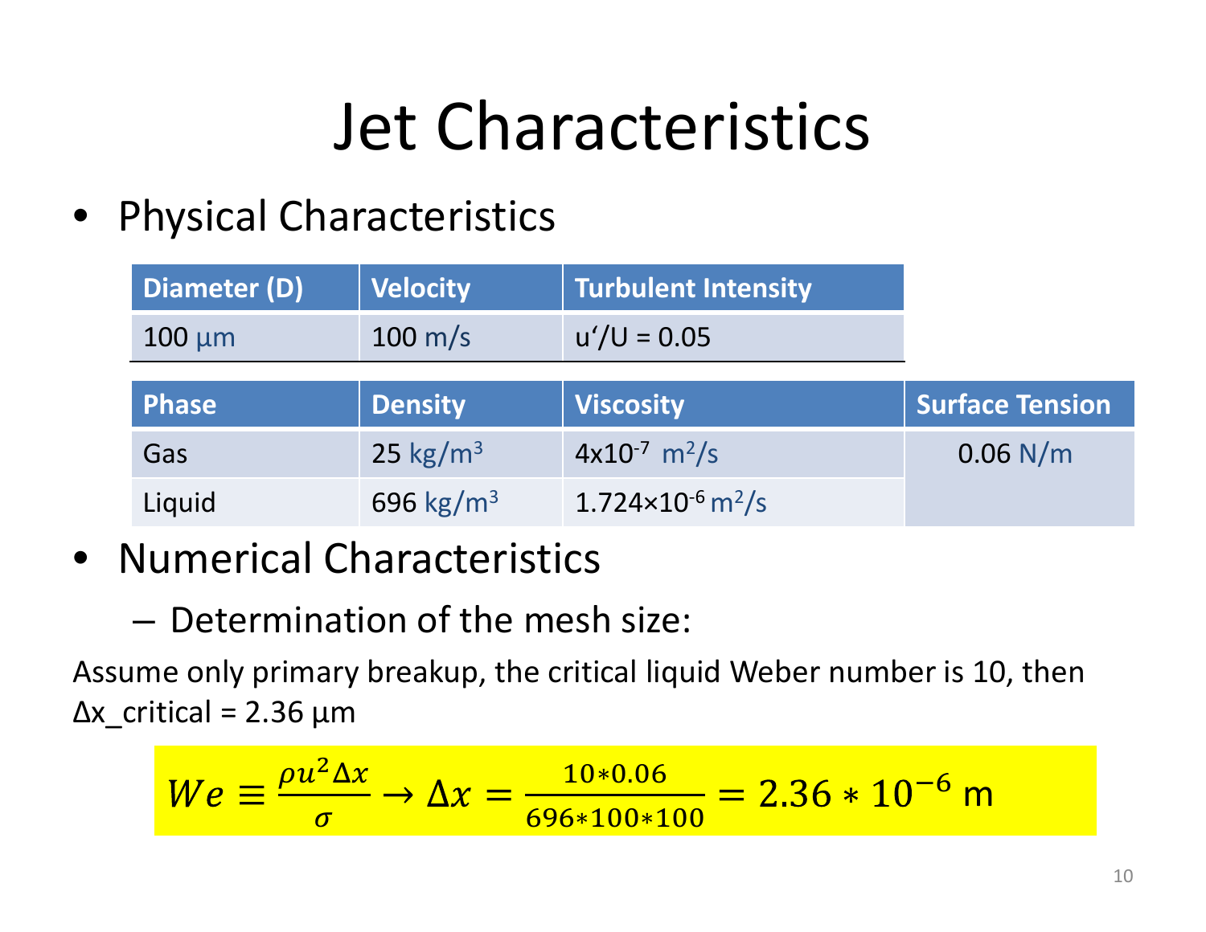# Jet Characteristics

- Physical Characteristics

| Diameter (D) | Velocity | Turbulent Intensity |
|---|---|---|
| 100 µm | 100 m/s | u'/U = 0.05 |

| Phase | Density | Viscosity | Surface Tension |
|---|---|---|---|
| Gas | 25 $kg/m^3$ | $4 \times 10^{-7}$ $m^2/s$ | 0.06 N/m |
| Liquid | 696 $kg/m^3$ | $1.724 \times 10^{-6}$ $m^2/s$ | |

- Numerical Characteristics
  - Determination of the mesh size:

Assume only primary breakup, the critical liquid Weber number is 10, then Δx_critical = 2.36 µm

$$We \equiv \frac{\rho u^2 \Delta x}{\sigma} \rightarrow \Delta x = \frac{10 * 0.06}{696 * 100 * 100} = 2.36 * 10^{-6} \text{ m}$$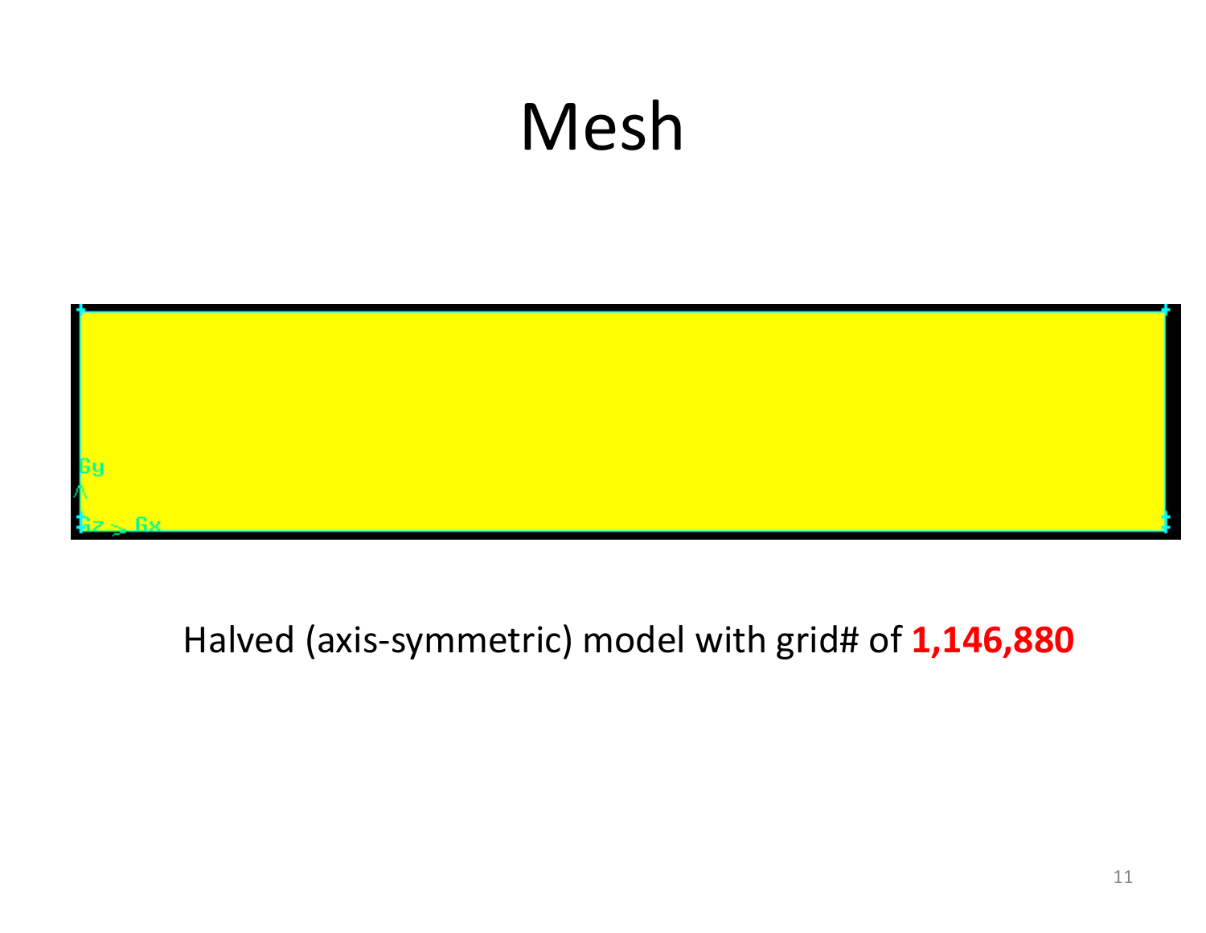# Mesh

Halved (axis-symmetric) model with grid# of **1,146,880**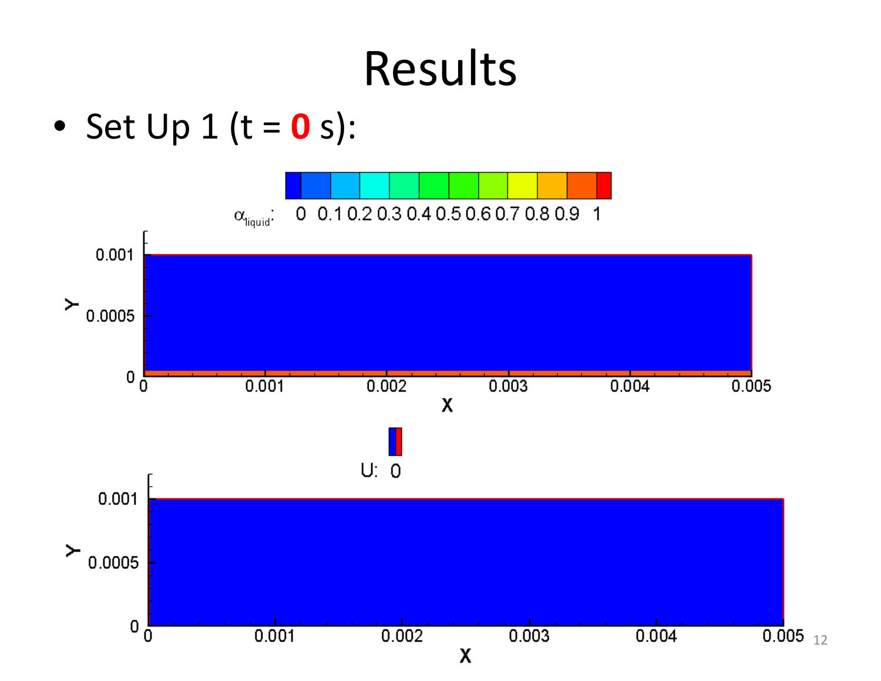# Results

- Set Up 1 (t = **0** s):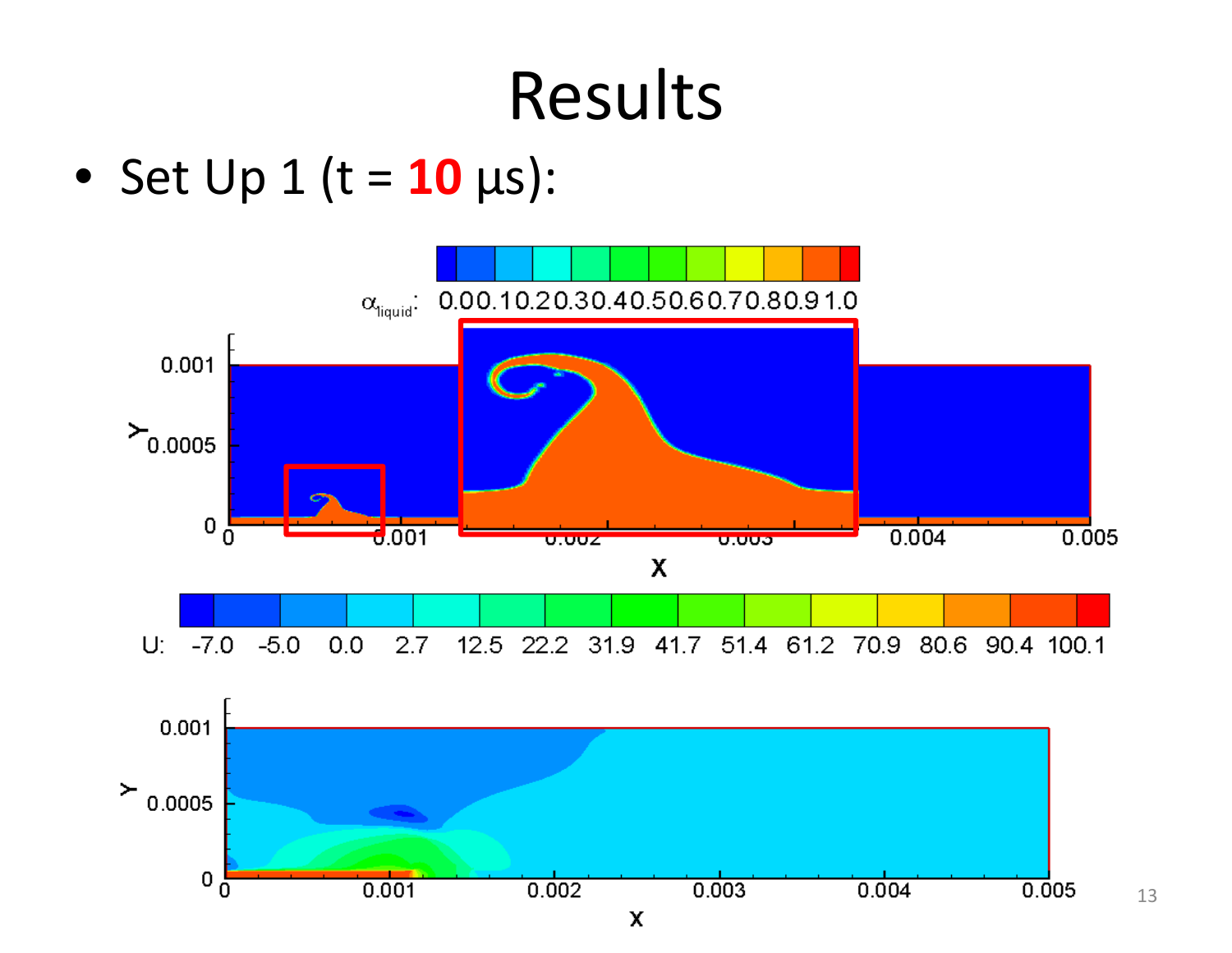# Results

- Set Up 1 (t = **10** μs):

$\alpha_{liquid}$: 0.0 0.1 0.2 0.3 0.4 0.5 0.6 0.7 0.8 0.9 1.0

U: -7.0 -5.0 0.0 2.7 12.5 22.2 31.9 41.7 51.4 61.2 70.9 80.6 90.4 100.1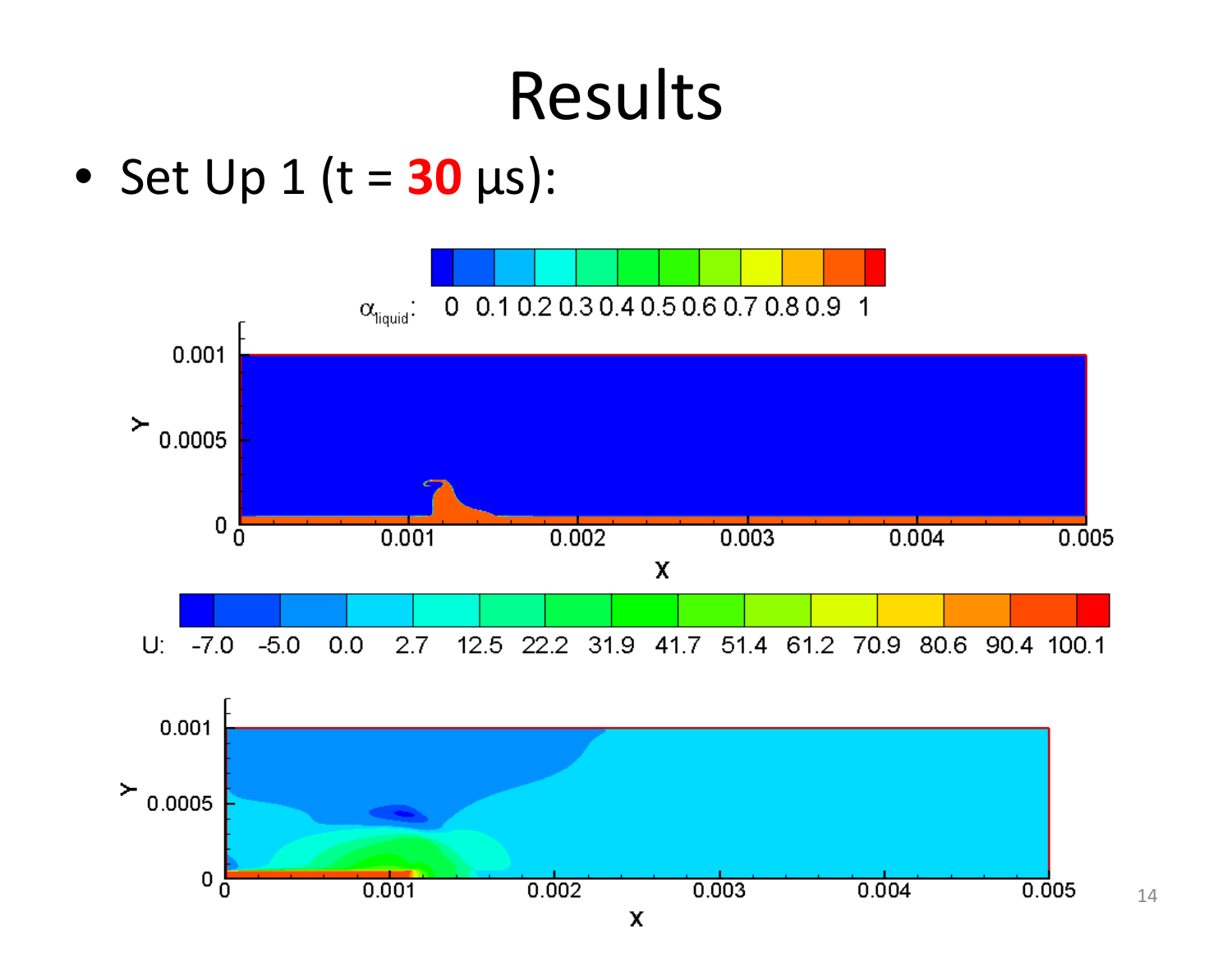# Results

- Set Up 1 (t = **30** μs):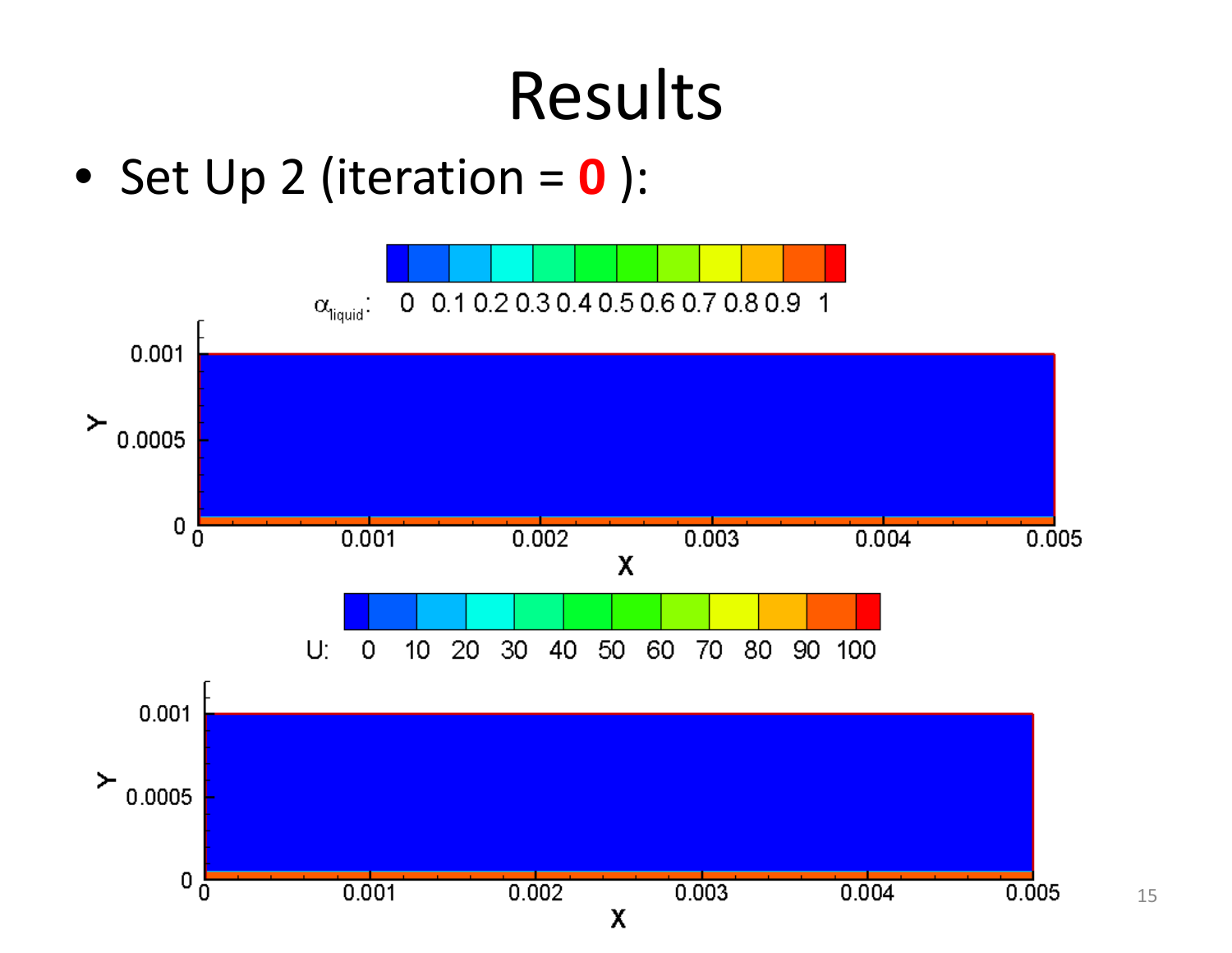# Results

- Set Up 2 (iteration = **0** ):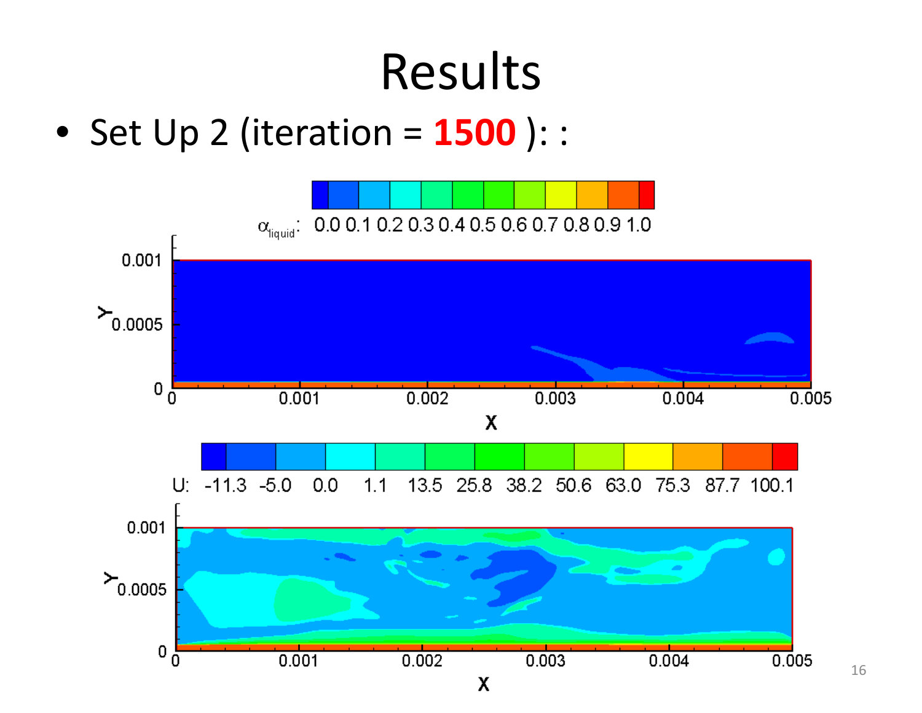# Results

- Set Up 2 (iteration = **1500** ): :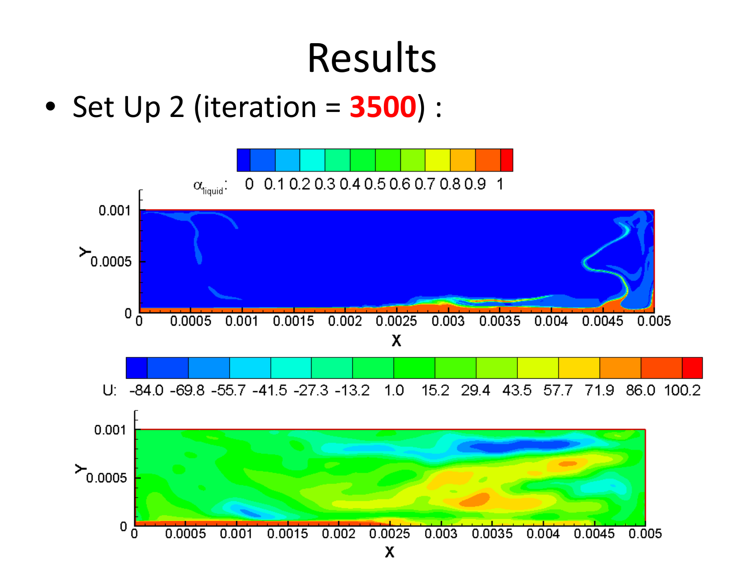# Results

- Set Up 2 (iteration = **3500**) :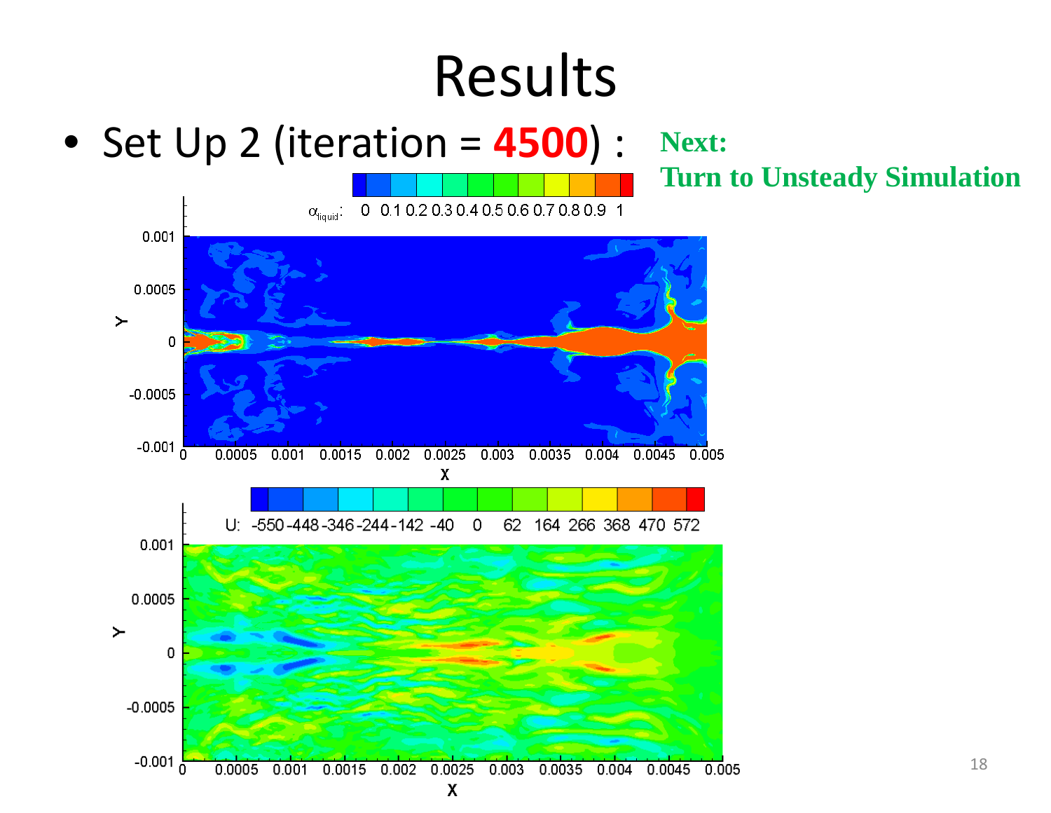# Results

- Set Up 2 (iteration = **4500**) :

**Next:**
**Turn to Unsteady Simulation**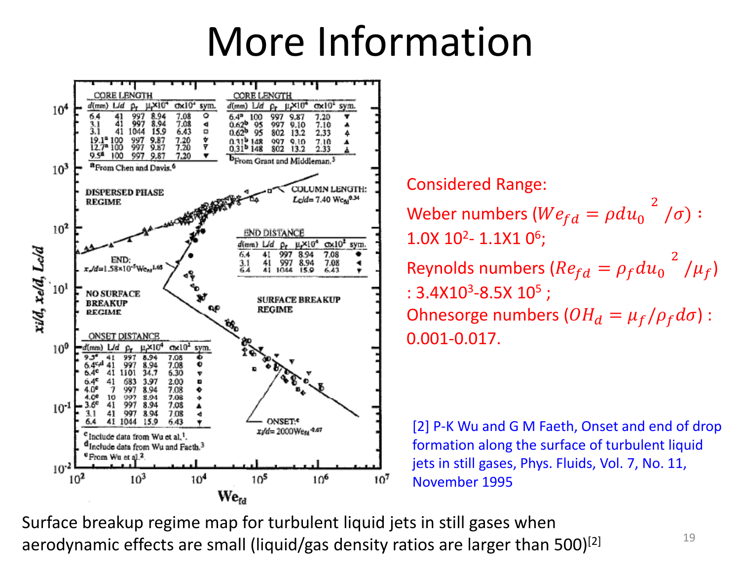# More Information

Considered Range:

Weber numbers ($We_{fd} = \rho d u_0{}^2 / \sigma$) : 1.0X 10^2 - 1.1X1 0^6;

Reynolds numbers ($Re_{fd} = \rho_f d u_0{}^2 / \mu_f$) : 3.4X10^3 - 8.5X 10^5 ;

Ohnesorge numbers ($OH_d = \mu_f / \rho_f d \sigma$) : 0.001-0.017.

[2] P-K Wu and G M Faeth, Onset and end of drop formation along the surface of turbulent liquid jets in still gases, Phys. Fluids, Vol. 7, No. 11, November 1995

Surface breakup regime map for turbulent liquid jets in still gases when aerodynamic effects are small (liquid/gas density ratios are larger than 500)[2]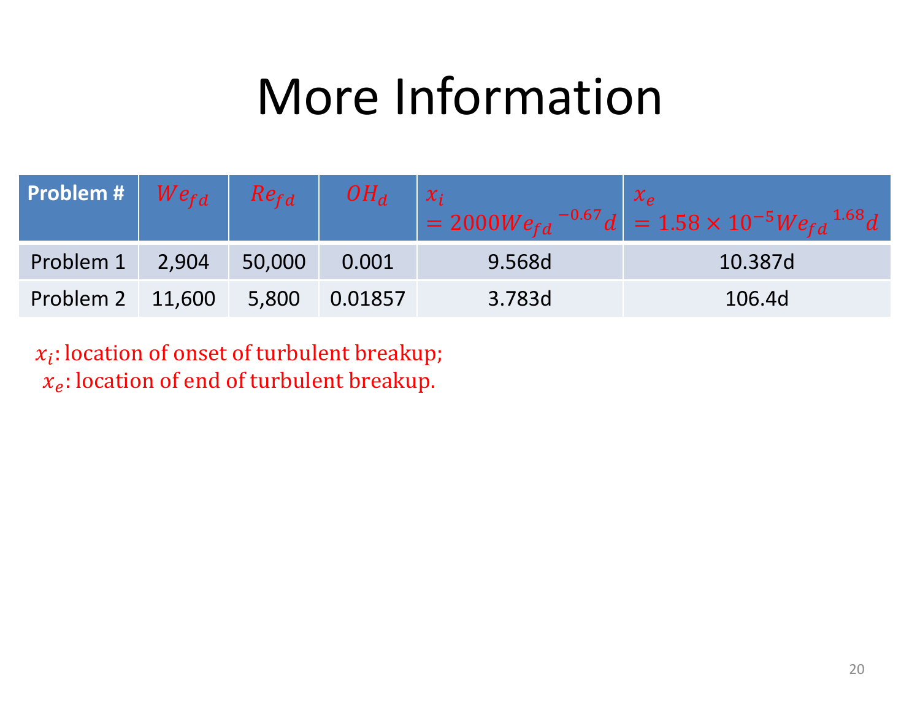# More Information

| Problem # | $We_{fd}$ | $Re_{fd}$ | $OH_d$ | $x_i = 2000{We_{fd}}^{-0.67}d$ | $x_e = 1.58 \times 10^{-5}{We_{fd}}^{1.68}d$ |
|---|---|---|---|---|---|
| Problem 1 | 2,904 | 50,000 | 0.001 | 9.568d | 10.387d |
| Problem 2 | 11,600 | 5,800 | 0.01857 | 3.783d | 106.4d |

$x_i$: location of onset of turbulent breakup;
$x_e$: location of end of turbulent breakup.